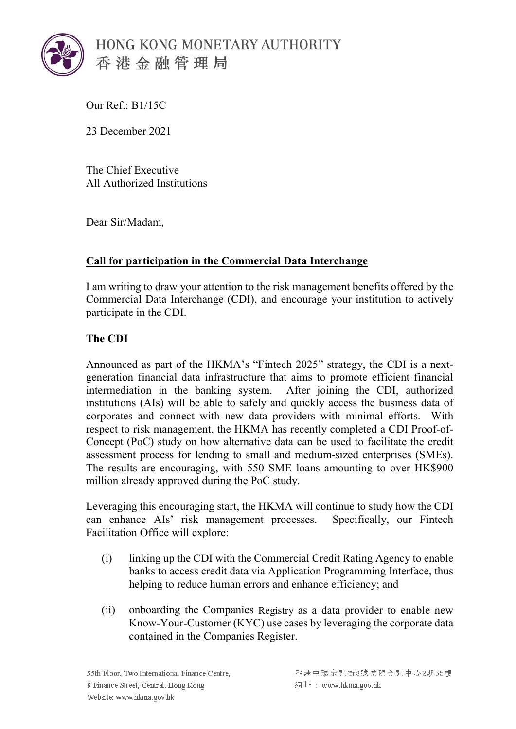HONG KONG MONETARY AUTHORITY
香港金融管理局

Our Ref.: B1/15C

23 December 2021

The Chief Executive
All Authorized Institutions

Dear Sir/Madam,

**Call for participation in the Commercial Data Interchange**

I am writing to draw your attention to the risk management benefits offered by the Commercial Data Interchange (CDI), and encourage your institution to actively participate in the CDI.

**The CDI**

Announced as part of the HKMA's "Fintech 2025" strategy, the CDI is a next-generation financial data infrastructure that aims to promote efficient financial intermediation in the banking system. After joining the CDI, authorized institutions (AIs) will be able to safely and quickly access the business data of corporates and connect with new data providers with minimal efforts. With respect to risk management, the HKMA has recently completed a CDI Proof-of-Concept (PoC) study on how alternative data can be used to facilitate the credit assessment process for lending to small and medium-sized enterprises (SMEs). The results are encouraging, with 550 SME loans amounting to over HK$900 million already approved during the PoC study.

Leveraging this encouraging start, the HKMA will continue to study how the CDI can enhance AIs' risk management processes. Specifically, our Fintech Facilitation Office will explore:

(i) linking up the CDI with the Commercial Credit Rating Agency to enable banks to access credit data via Application Programming Interface, thus helping to reduce human errors and enhance efficiency; and

(ii) onboarding the Companies Registry as a data provider to enable new Know-Your-Customer (KYC) use cases by leveraging the corporate data contained in the Companies Register.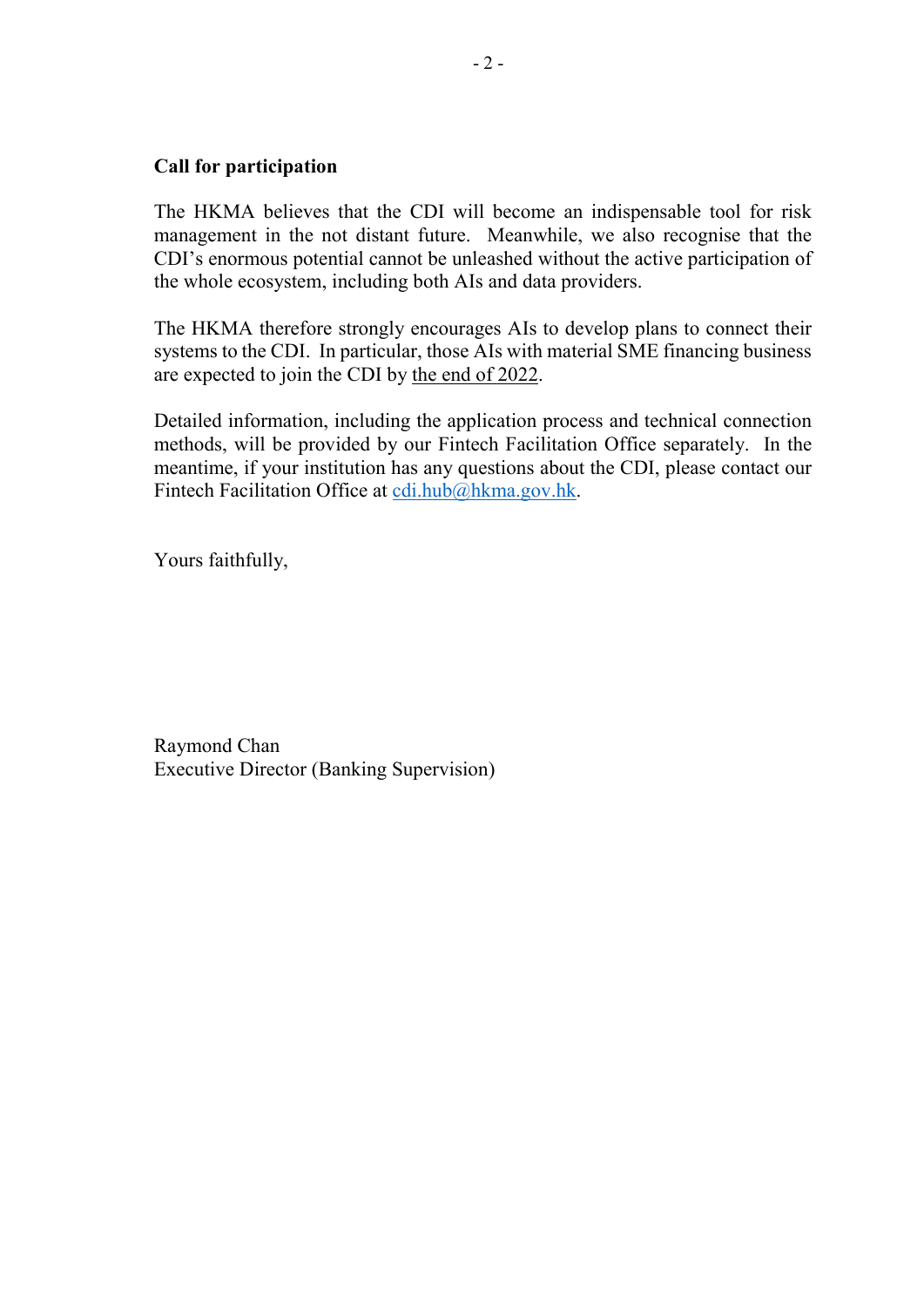**Call for participation**

The HKMA believes that the CDI will become an indispensable tool for risk management in the not distant future. Meanwhile, we also recognise that the CDI's enormous potential cannot be unleashed without the active participation of the whole ecosystem, including both AIs and data providers.

The HKMA therefore strongly encourages AIs to develop plans to connect their systems to the CDI. In particular, those AIs with material SME financing business are expected to join the CDI by <u>the end of 2022</u>.

Detailed information, including the application process and technical connection methods, will be provided by our Fintech Facilitation Office separately. In the meantime, if your institution has any questions about the CDI, please contact our Fintech Facilitation Office at cdi.hub@hkma.gov.hk.

Yours faithfully,

Raymond Chan
Executive Director (Banking Supervision)